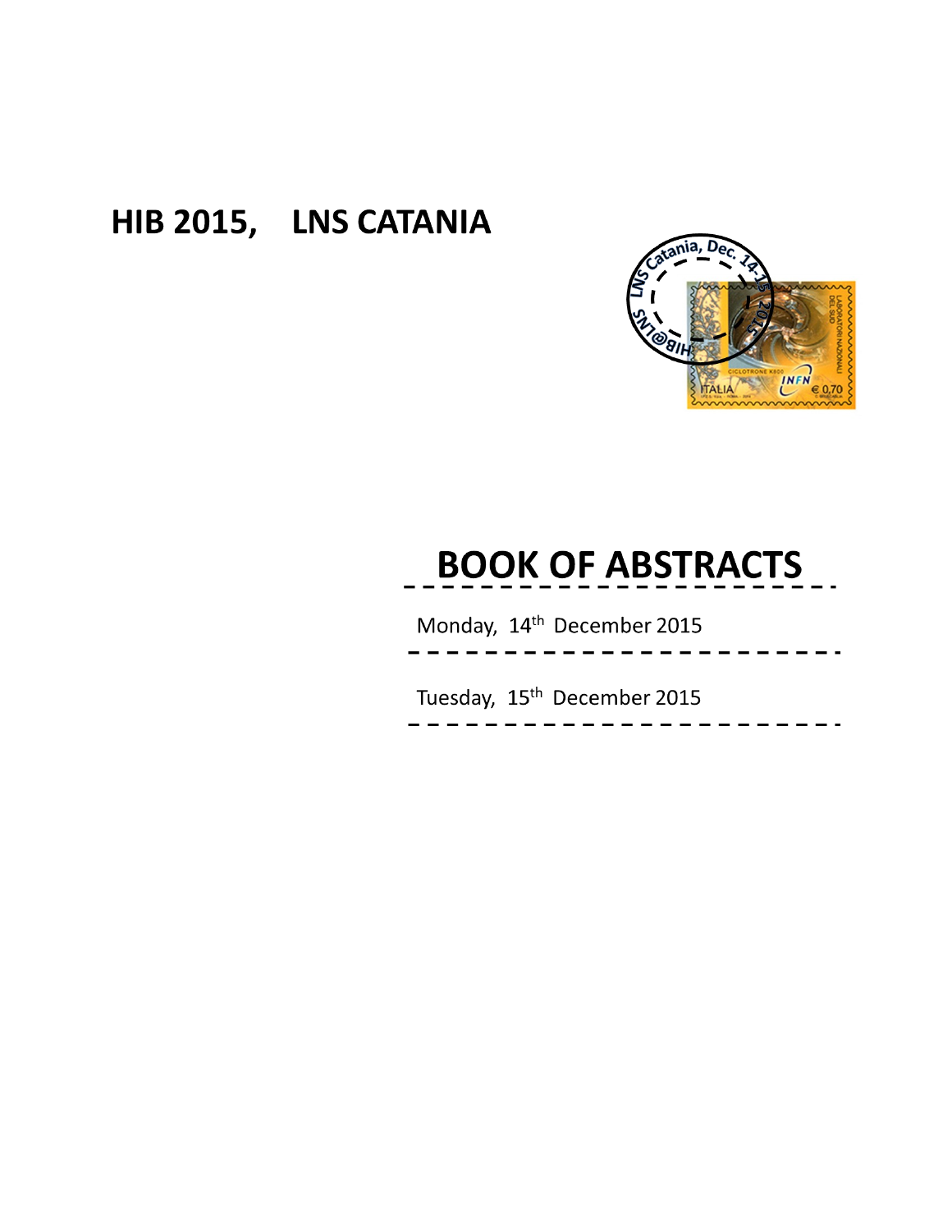# HIB 2015, LNS CATANIA

# BOOK OF ABSTRACTS

Monday, 14th December 2015

Tuesday, 15th December 2015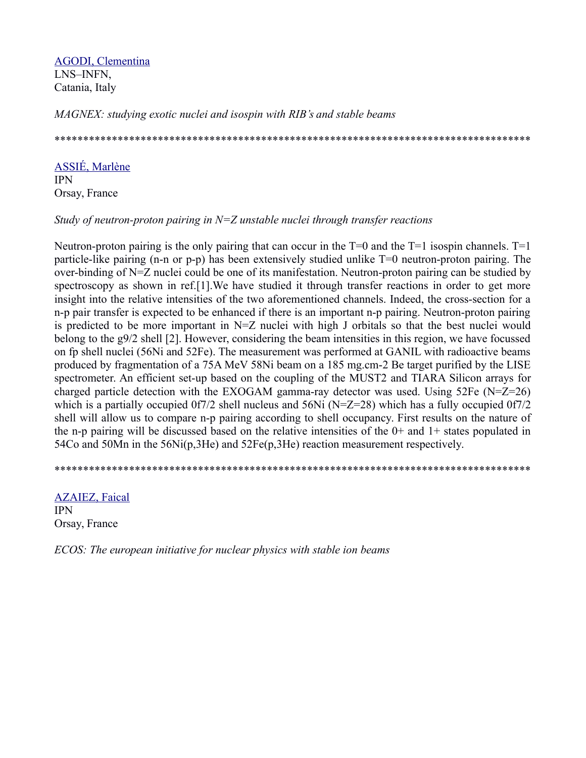[AGODI, Clementina](#)
LNS–INFN,
Catania, Italy

*MAGNEX: studying exotic nuclei and isospin with RIB's and stable beams*

************************************************************************************

[ASSIÉ, Marlène](#)
IPN
Orsay, France

*Study of neutron-proton pairing in N=Z unstable nuclei through transfer reactions*

Neutron-proton pairing is the only pairing that can occur in the T=0 and the T=1 isospin channels. T=1 particle-like pairing (n-n or p-p) has been extensively studied unlike T=0 neutron-proton pairing. The over-binding of N=Z nuclei could be one of its manifestation. Neutron-proton pairing can be studied by spectroscopy as shown in ref.[1].We have studied it through transfer reactions in order to get more insight into the relative intensities of the two aforementioned channels. Indeed, the cross-section for a n-p pair transfer is expected to be enhanced if there is an important n-p pairing. Neutron-proton pairing is predicted to be more important in N=Z nuclei with high J orbitals so that the best nuclei would belong to the g9/2 shell [2]. However, considering the beam intensities in this region, we have focussed on fp shell nuclei (56Ni and 52Fe). The measurement was performed at GANIL with radioactive beams produced by fragmentation of a 75A MeV 58Ni beam on a 185 mg.cm-2 Be target purified by the LISE spectrometer. An efficient set-up based on the coupling of the MUST2 and TIARA Silicon arrays for charged particle detection with the EXOGAM gamma-ray detector was used. Using 52Fe (N=Z=26) which is a partially occupied 0f7/2 shell nucleus and 56Ni (N=Z=28) which has a fully occupied 0f7/2 shell will allow us to compare n-p pairing according to shell occupancy. First results on the nature of the n-p pairing will be discussed based on the relative intensities of the 0+ and 1+ states populated in 54Co and 50Mn in the 56Ni(p,3He) and 52Fe(p,3He) reaction measurement respectively.

************************************************************************************

[AZAIEZ, Faical](#)
IPN
Orsay, France

*ECOS: The european initiative for nuclear physics with stable ion beams*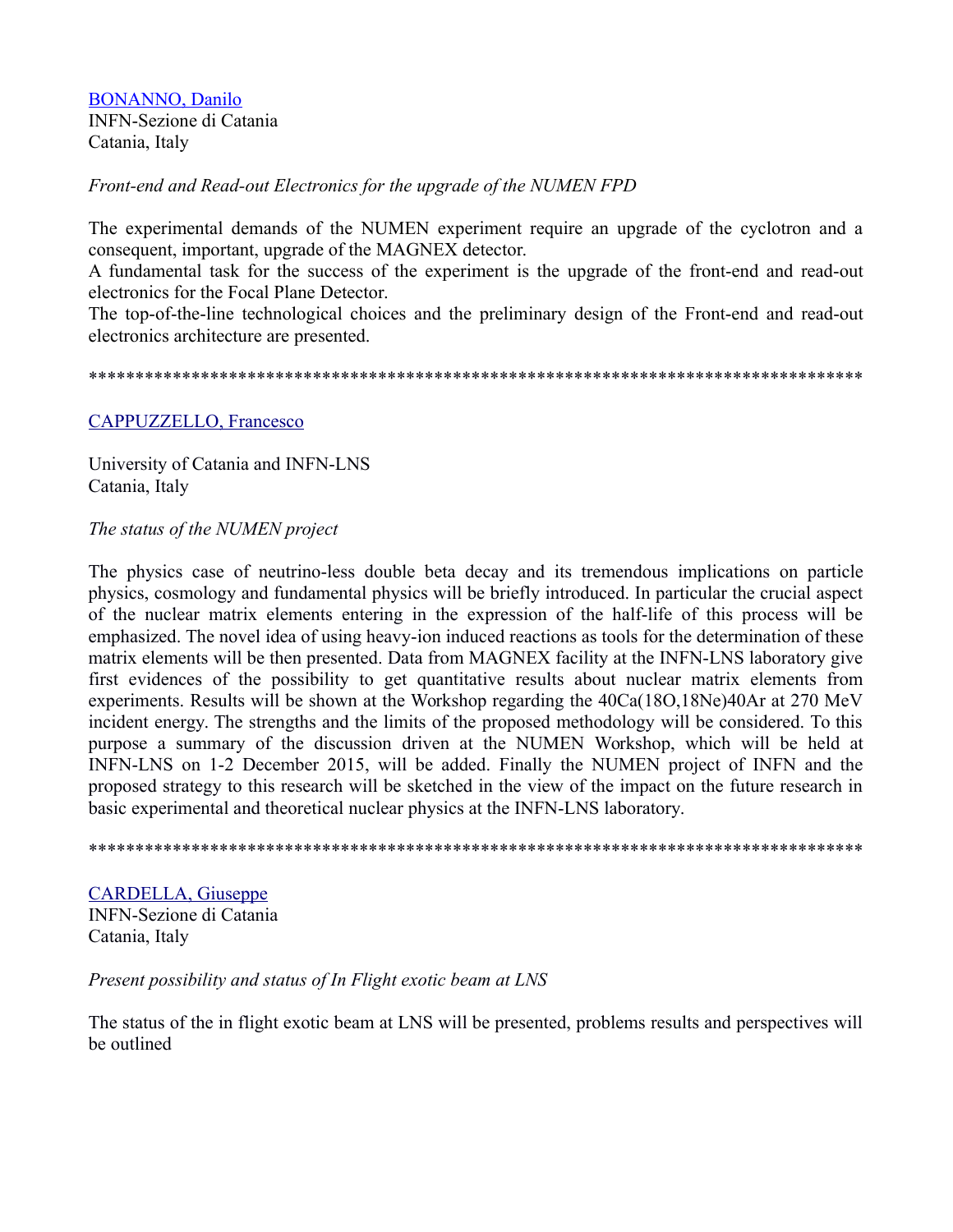[BONANNO, Danilo]()
INFN-Sezione di Catania
Catania, Italy

*Front-end and Read-out Electronics for the upgrade of the NUMEN FPD*

The experimental demands of the NUMEN experiment require an upgrade of the cyclotron and a consequent, important, upgrade of the MAGNEX detector.
A fundamental task for the success of the experiment is the upgrade of the front-end and read-out electronics for the Focal Plane Detector.
The top-of-the-line technological choices and the preliminary design of the Front-end and read-out electronics architecture are presented.

\*\*\*\*\*\*\*\*\*\*\*\*\*\*\*\*\*\*\*\*\*\*\*\*\*\*\*\*\*\*\*\*\*\*\*\*\*\*\*\*\*\*\*\*\*\*\*\*\*\*\*\*\*\*\*\*\*\*\*\*\*\*\*\*\*\*\*\*\*\*\*\*\*\*\*\*\*\*\*\*\*\*\*\*\*\*

[CAPPUZZELLO, Francesco]()

University of Catania and INFN-LNS
Catania, Italy

*The status of the NUMEN project*

The physics case of neutrino-less double beta decay and its tremendous implications on particle physics, cosmology and fundamental physics will be briefly introduced. In particular the crucial aspect of the nuclear matrix elements entering in the expression of the half-life of this process will be emphasized. The novel idea of using heavy-ion induced reactions as tools for the determination of these matrix elements will be then presented. Data from MAGNEX facility at the INFN-LNS laboratory give first evidences of the possibility to get quantitative results about nuclear matrix elements from experiments. Results will be shown at the Workshop regarding the $^{40}Ca(^{18}O,^{18}Ne)^{40}Ar$ at 270 MeV incident energy. The strengths and the limits of the proposed methodology will be considered. To this purpose a summary of the discussion driven at the NUMEN Workshop, which will be held at INFN-LNS on 1-2 December 2015, will be added. Finally the NUMEN project of INFN and the proposed strategy to this research will be sketched in the view of the impact on the future research in basic experimental and theoretical nuclear physics at the INFN-LNS laboratory.

\*\*\*\*\*\*\*\*\*\*\*\*\*\*\*\*\*\*\*\*\*\*\*\*\*\*\*\*\*\*\*\*\*\*\*\*\*\*\*\*\*\*\*\*\*\*\*\*\*\*\*\*\*\*\*\*\*\*\*\*\*\*\*\*\*\*\*\*\*\*\*\*\*\*\*\*\*\*\*\*\*\*\*\*\*\*

[CARDELLA, Giuseppe]()
INFN-Sezione di Catania
Catania, Italy

*Present possibility and status of In Flight exotic beam at LNS*

The status of the in flight exotic beam at LNS will be presented, problems results and perspectives will be outlined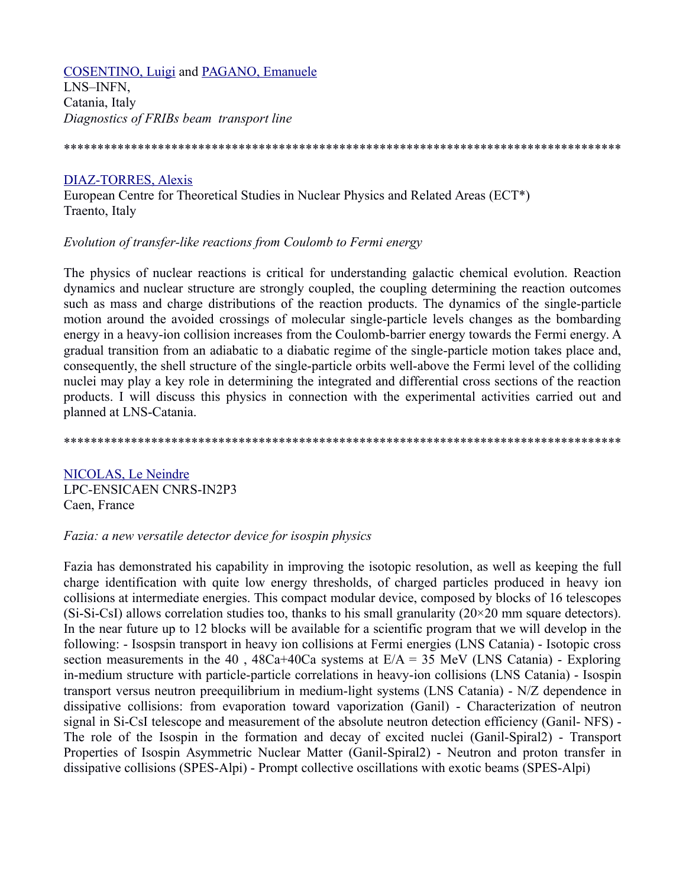[COSENTINO, Luigi] and [PAGANO, Emanuele]
LNS–INFN,
Catania, Italy
*Diagnostics of FRIBs beam transport line*

*************************************************************************************

[DIAZ-TORRES, Alexis]
European Centre for Theoretical Studies in Nuclear Physics and Related Areas (ECT*)
Traento, Italy

*Evolution of transfer-like reactions from Coulomb to Fermi energy*

The physics of nuclear reactions is critical for understanding galactic chemical evolution. Reaction dynamics and nuclear structure are strongly coupled, the coupling determining the reaction outcomes such as mass and charge distributions of the reaction products. The dynamics of the single-particle motion around the avoided crossings of molecular single-particle levels changes as the bombarding energy in a heavy-ion collision increases from the Coulomb-barrier energy towards the Fermi energy. A gradual transition from an adiabatic to a diabatic regime of the single-particle motion takes place and, consequently, the shell structure of the single-particle orbits well-above the Fermi level of the colliding nuclei may play a key role in determining the integrated and differential cross sections of the reaction products. I will discuss this physics in connection with the experimental activities carried out and planned at LNS-Catania.

*************************************************************************************

[NICOLAS, Le Neindre]
LPC-ENSICAEN CNRS-IN2P3
Caen, France

*Fazia: a new versatile detector device for isospin physics*

Fazia has demonstrated his capability in improving the isotopic resolution, as well as keeping the full charge identification with quite low energy thresholds, of charged particles produced in heavy ion collisions at intermediate energies. This compact modular device, composed by blocks of 16 telescopes (Si-Si-CsI) allows correlation studies too, thanks to his small granularity (20×20 mm square detectors). In the near future up to 12 blocks will be available for a scientific program that we will develop in the following: - Isospsin transport in heavy ion collisions at Fermi energies (LNS Catania) - Isotopic cross section measurements in the 40 , 48Ca+40Ca systems at E/A = 35 MeV (LNS Catania) - Exploring in-medium structure with particle-particle correlations in heavy-ion collisions (LNS Catania) - Isospin transport versus neutron preequilibrium in medium-light systems (LNS Catania) - N/Z dependence in dissipative collisions: from evaporation toward vaporization (Ganil) - Characterization of neutron signal in Si-CsI telescope and measurement of the absolute neutron detection efficiency (Ganil- NFS) - The role of the Isospin in the formation and decay of excited nuclei (Ganil-Spiral2) - Transport Properties of Isospin Asymmetric Nuclear Matter (Ganil-Spiral2) - Neutron and proton transfer in dissipative collisions (SPES-Alpi) - Prompt collective oscillations with exotic beams (SPES-Alpi)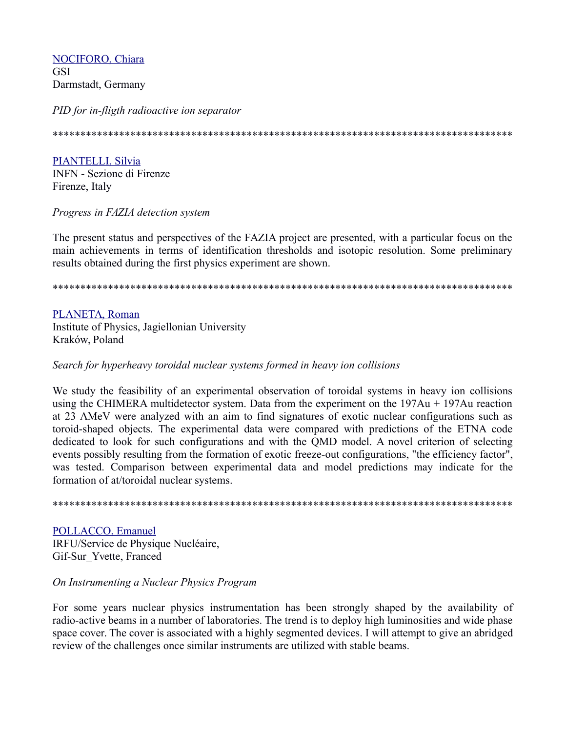NOCIFORO, Chiara
GSI
Darmstadt, Germany

*PID for in-fligth radioactive ion separator*

************************************************************************************

PIANTELLI, Silvia
INFN - Sezione di Firenze
Firenze, Italy

*Progress in FAZIA detection system*

The present status and perspectives of the FAZIA project are presented, with a particular focus on the main achievements in terms of identification thresholds and isotopic resolution. Some preliminary results obtained during the first physics experiment are shown.

************************************************************************************

PLANETA, Roman
Institute of Physics, Jagiellonian University
Kraków, Poland

*Search for hyperheavy toroidal nuclear systems formed in heavy ion collisions*

We study the feasibility of an experimental observation of toroidal systems in heavy ion collisions using the CHIMERA multidetector system. Data from the experiment on the 197Au + 197Au reaction at 23 AMeV were analyzed with an aim to find signatures of exotic nuclear configurations such as toroid-shaped objects. The experimental data were compared with predictions of the ETNA code dedicated to look for such configurations and with the QMD model. A novel criterion of selecting events possibly resulting from the formation of exotic freeze-out configurations, "the efficiency factor", was tested. Comparison between experimental data and model predictions may indicate for the formation of at/toroidal nuclear systems.

************************************************************************************

POLLACCO, Emanuel
IRFU/Service de Physique Nucléaire,
Gif-Sur_Yvette, Franced

*On Instrumenting a Nuclear Physics Program*

For some years nuclear physics instrumentation has been strongly shaped by the availability of radio-active beams in a number of laboratories. The trend is to deploy high luminosities and wide phase space cover. The cover is associated with a highly segmented devices. I will attempt to give an abridged review of the challenges once similar instruments are utilized with stable beams.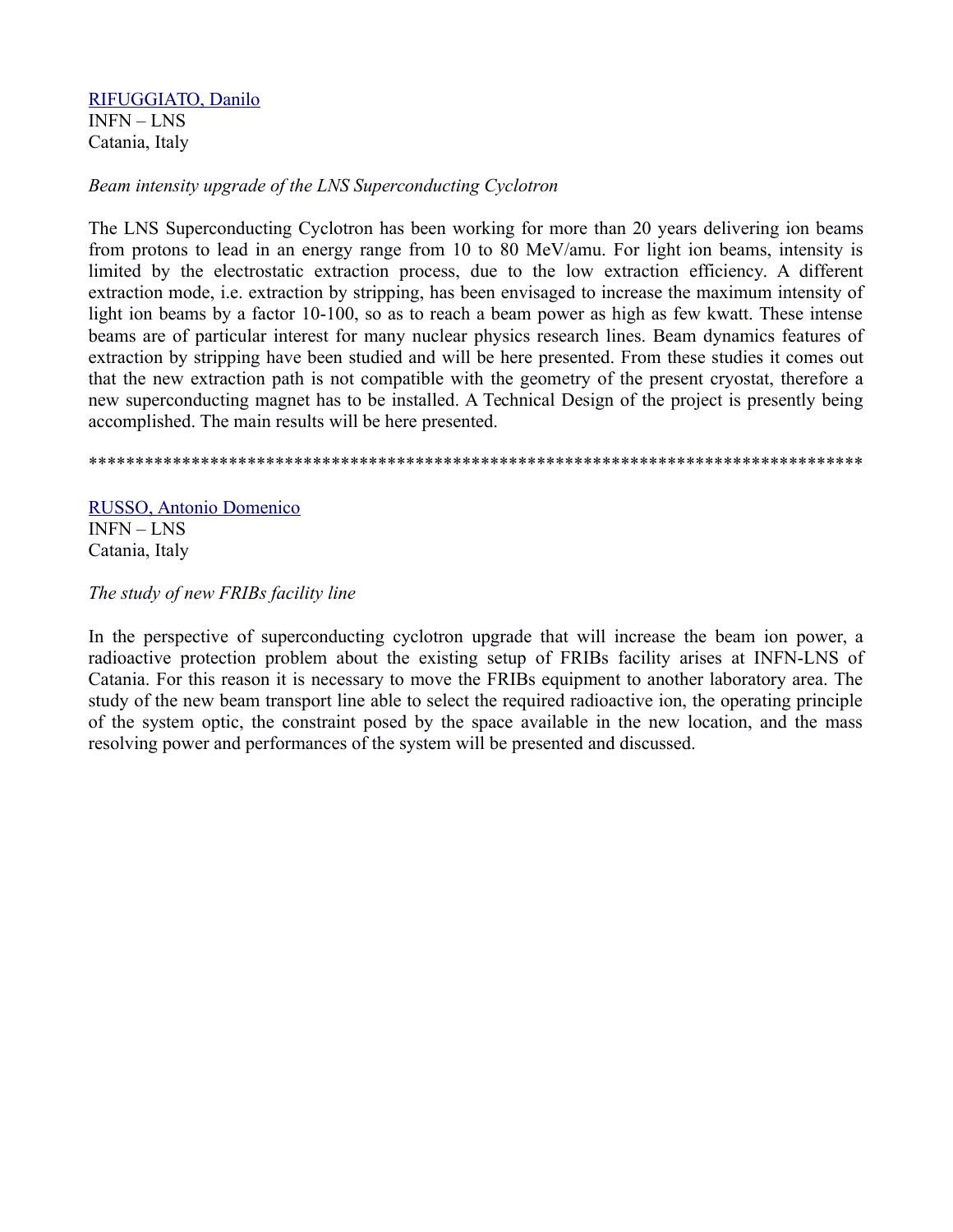[RIFUGGIATO, Danilo]
INFN – LNS
Catania, Italy

*Beam intensity upgrade of the LNS Superconducting Cyclotron*

The LNS Superconducting Cyclotron has been working for more than 20 years delivering ion beams from protons to lead in an energy range from 10 to 80 MeV/amu. For light ion beams, intensity is limited by the electrostatic extraction process, due to the low extraction efficiency. A different extraction mode, i.e. extraction by stripping, has been envisaged to increase the maximum intensity of light ion beams by a factor 10-100, so as to reach a beam power as high as few kwatt. These intense beams are of particular interest for many nuclear physics research lines. Beam dynamics features of extraction by stripping have been studied and will be here presented. From these studies it comes out that the new extraction path is not compatible with the geometry of the present cryostat, therefore a new superconducting magnet has to be installed. A Technical Design of the project is presently being accomplished. The main results will be here presented.

************************************************************************************

[RUSSO, Antonio Domenico]
INFN – LNS
Catania, Italy

*The study of new FRIBs facility line*

In the perspective of superconducting cyclotron upgrade that will increase the beam ion power, a radioactive protection problem about the existing setup of FRIBs facility arises at INFN-LNS of Catania. For this reason it is necessary to move the FRIBs equipment to another laboratory area. The study of the new beam transport line able to select the required radioactive ion, the operating principle of the system optic, the constraint posed by the space available in the new location, and the mass resolving power and performances of the system will be presented and discussed.